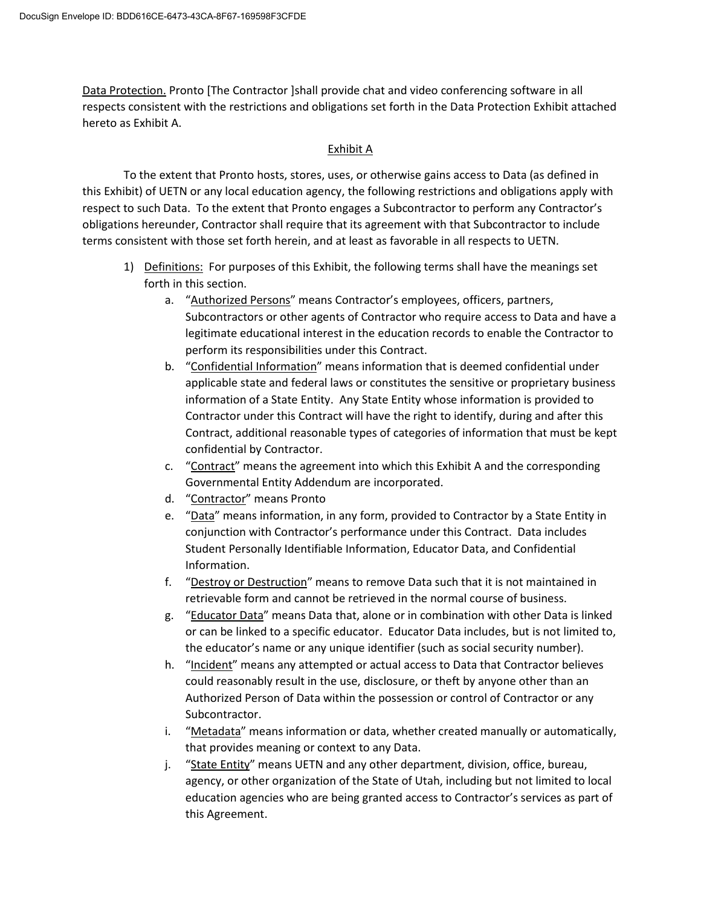Data Protection. Pronto [The Contractor ]shall provide chat and video conferencing software in all respects consistent with the restrictions and obligations set forth in the Data Protection Exhibit attached hereto as Exhibit A.

## Exhibit A

To the extent that Pronto hosts, stores, uses, or otherwise gains access to Data (as defined in this Exhibit) of UETN or any local education agency, the following restrictions and obligations apply with respect to such Data. To the extent that Pronto engages a Subcontractor to perform any Contractor's obligations hereunder, Contractor shall require that its agreement with that Subcontractor to include terms consistent with those set forth herein, and at least as favorable in all respects to UETN.

1) Definitions: For purposes of this Exhibit, the following terms shall have the meanings set forth in this section.
   a. "Authorized Persons" means Contractor's employees, officers, partners, Subcontractors or other agents of Contractor who require access to Data and have a legitimate educational interest in the education records to enable the Contractor to perform its responsibilities under this Contract.
   b. "Confidential Information" means information that is deemed confidential under applicable state and federal laws or constitutes the sensitive or proprietary business information of a State Entity. Any State Entity whose information is provided to Contractor under this Contract will have the right to identify, during and after this Contract, additional reasonable types of categories of information that must be kept confidential by Contractor.
   c. "Contract" means the agreement into which this Exhibit A and the corresponding Governmental Entity Addendum are incorporated.
   d. "Contractor" means Pronto
   e. "Data" means information, in any form, provided to Contractor by a State Entity in conjunction with Contractor's performance under this Contract. Data includes Student Personally Identifiable Information, Educator Data, and Confidential Information.
   f. "Destroy or Destruction" means to remove Data such that it is not maintained in retrievable form and cannot be retrieved in the normal course of business.
   g. "Educator Data" means Data that, alone or in combination with other Data is linked or can be linked to a specific educator. Educator Data includes, but is not limited to, the educator's name or any unique identifier (such as social security number).
   h. "Incident" means any attempted or actual access to Data that Contractor believes could reasonably result in the use, disclosure, or theft by anyone other than an Authorized Person of Data within the possession or control of Contractor or any Subcontractor.
   i. "Metadata" means information or data, whether created manually or automatically, that provides meaning or context to any Data.
   j. "State Entity" means UETN and any other department, division, office, bureau, agency, or other organization of the State of Utah, including but not limited to local education agencies who are being granted access to Contractor's services as part of this Agreement.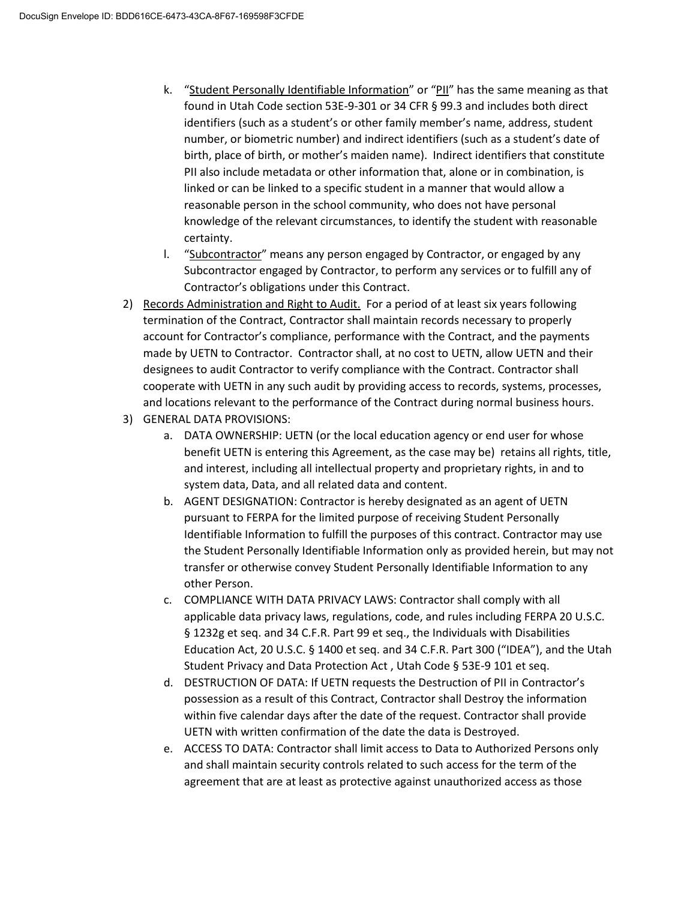k. "<u>Student Personally Identifiable Information</u>" or "<u>PII</u>" has the same meaning as that found in Utah Code section 53E-9-301 or 34 CFR § 99.3 and includes both direct identifiers (such as a student's or other family member's name, address, student number, or biometric number) and indirect identifiers (such as a student's date of birth, place of birth, or mother's maiden name). Indirect identifiers that constitute PII also include metadata or other information that, alone or in combination, is linked or can be linked to a specific student in a manner that would allow a reasonable person in the school community, who does not have personal knowledge of the relevant circumstances, to identify the student with reasonable certainty.

l. "<u>Subcontractor</u>" means any person engaged by Contractor, or engaged by any Subcontractor engaged by Contractor, to perform any services or to fulfill any of Contractor's obligations under this Contract.

2) <u>Records Administration and Right to Audit.</u> For a period of at least six years following termination of the Contract, Contractor shall maintain records necessary to properly account for Contractor's compliance, performance with the Contract, and the payments made by UETN to Contractor. Contractor shall, at no cost to UETN, allow UETN and their designees to audit Contractor to verify compliance with the Contract. Contractor shall cooperate with UETN in any such audit by providing access to records, systems, processes, and locations relevant to the performance of the Contract during normal business hours.

3) GENERAL DATA PROVISIONS:

a. DATA OWNERSHIP: UETN (or the local education agency or end user for whose benefit UETN is entering this Agreement, as the case may be) retains all rights, title, and interest, including all intellectual property and proprietary rights, in and to system data, Data, and all related data and content.

b. AGENT DESIGNATION: Contractor is hereby designated as an agent of UETN pursuant to FERPA for the limited purpose of receiving Student Personally Identifiable Information to fulfill the purposes of this contract. Contractor may use the Student Personally Identifiable Information only as provided herein, but may not transfer or otherwise convey Student Personally Identifiable Information to any other Person.

c. COMPLIANCE WITH DATA PRIVACY LAWS: Contractor shall comply with all applicable data privacy laws, regulations, code, and rules including FERPA 20 U.S.C. § 1232g et seq. and 34 C.F.R. Part 99 et seq., the Individuals with Disabilities Education Act, 20 U.S.C. § 1400 et seq. and 34 C.F.R. Part 300 ("IDEA"), and the Utah Student Privacy and Data Protection Act , Utah Code § 53E-9 101 et seq.

d. DESTRUCTION OF DATA: If UETN requests the Destruction of PII in Contractor's possession as a result of this Contract, Contractor shall Destroy the information within five calendar days after the date of the request. Contractor shall provide UETN with written confirmation of the date the data is Destroyed.

e. ACCESS TO DATA: Contractor shall limit access to Data to Authorized Persons only and shall maintain security controls related to such access for the term of the agreement that are at least as protective against unauthorized access as those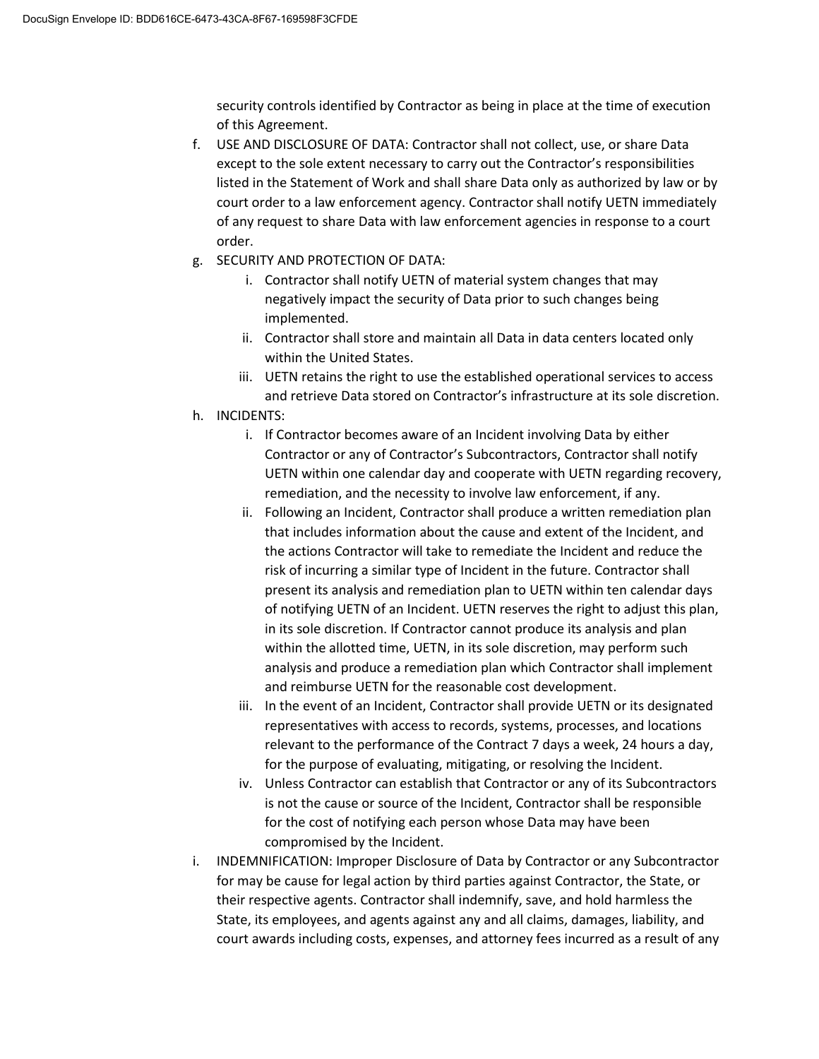security controls identified by Contractor as being in place at the time of execution of this Agreement.

f. USE AND DISCLOSURE OF DATA: Contractor shall not collect, use, or share Data except to the sole extent necessary to carry out the Contractor's responsibilities listed in the Statement of Work and shall share Data only as authorized by law or by court order to a law enforcement agency. Contractor shall notify UETN immediately of any request to share Data with law enforcement agencies in response to a court order.

g. SECURITY AND PROTECTION OF DATA:
   i. Contractor shall notify UETN of material system changes that may negatively impact the security of Data prior to such changes being implemented.
   ii. Contractor shall store and maintain all Data in data centers located only within the United States.
   iii. UETN retains the right to use the established operational services to access and retrieve Data stored on Contractor's infrastructure at its sole discretion.

h. INCIDENTS:
   i. If Contractor becomes aware of an Incident involving Data by either Contractor or any of Contractor's Subcontractors, Contractor shall notify UETN within one calendar day and cooperate with UETN regarding recovery, remediation, and the necessity to involve law enforcement, if any.
   ii. Following an Incident, Contractor shall produce a written remediation plan that includes information about the cause and extent of the Incident, and the actions Contractor will take to remediate the Incident and reduce the risk of incurring a similar type of Incident in the future. Contractor shall present its analysis and remediation plan to UETN within ten calendar days of notifying UETN of an Incident. UETN reserves the right to adjust this plan, in its sole discretion. If Contractor cannot produce its analysis and plan within the allotted time, UETN, in its sole discretion, may perform such analysis and produce a remediation plan which Contractor shall implement and reimburse UETN for the reasonable cost development.
   iii. In the event of an Incident, Contractor shall provide UETN or its designated representatives with access to records, systems, processes, and locations relevant to the performance of the Contract 7 days a week, 24 hours a day, for the purpose of evaluating, mitigating, or resolving the Incident.
   iv. Unless Contractor can establish that Contractor or any of its Subcontractors is not the cause or source of the Incident, Contractor shall be responsible for the cost of notifying each person whose Data may have been compromised by the Incident.

i. INDEMNIFICATION: Improper Disclosure of Data by Contractor or any Subcontractor for may be cause for legal action by third parties against Contractor, the State, or their respective agents. Contractor shall indemnify, save, and hold harmless the State, its employees, and agents against any and all claims, damages, liability, and court awards including costs, expenses, and attorney fees incurred as a result of any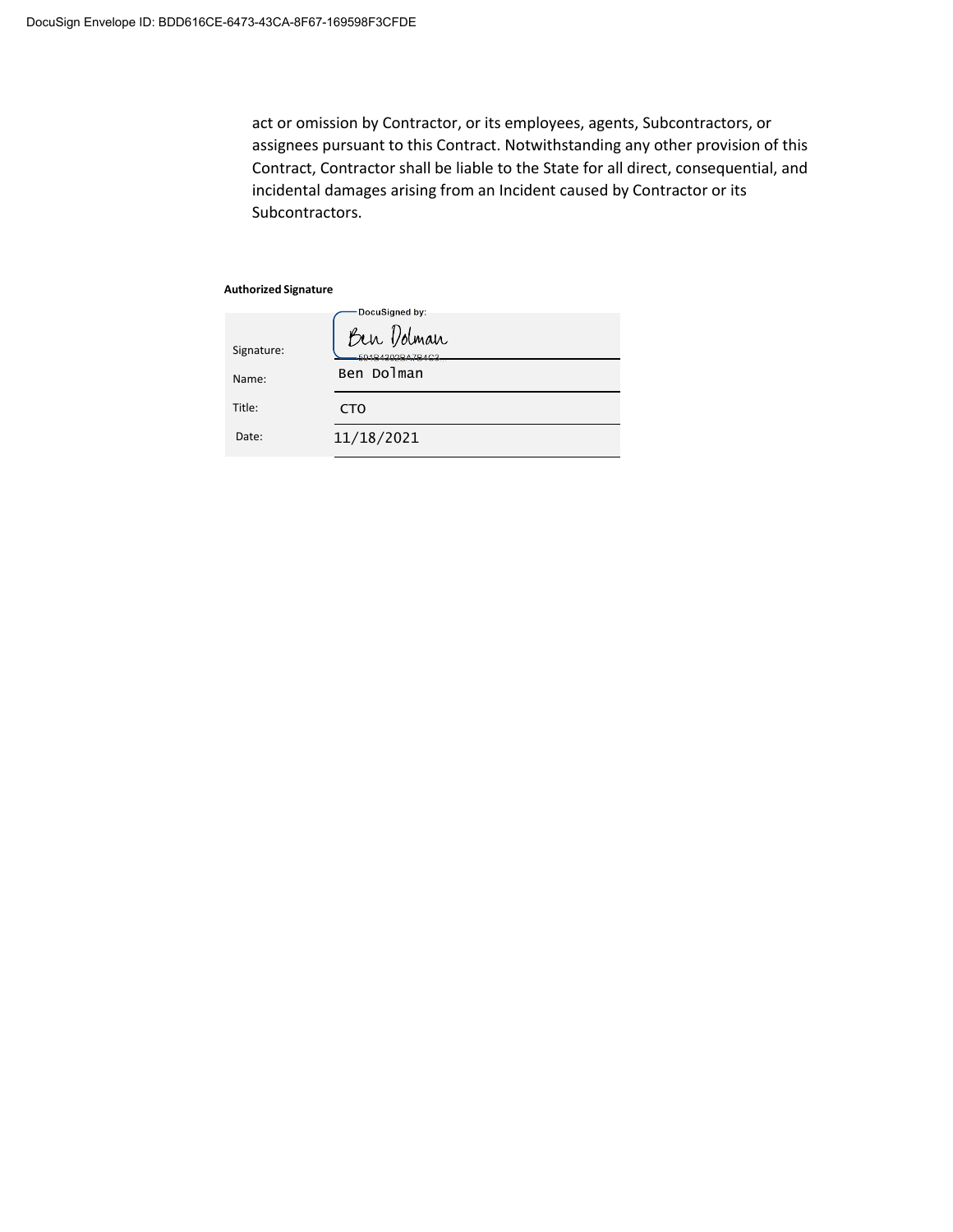act or omission by Contractor, or its employees, agents, Subcontractors, or assignees pursuant to this Contract. Notwithstanding any other provision of this Contract, Contractor shall be liable to the State for all direct, consequential, and incidental damages arising from an Incident caused by Contractor or its Subcontractors.

**Authorized Signature**

| | |
|---|---|
| Signature: | DocuSigned by: Ben Dolman 501B4202BA7B4C3... |
| Name: | Ben Dolman |
| Title: | CTO |
| Date: | 11/18/2021 |